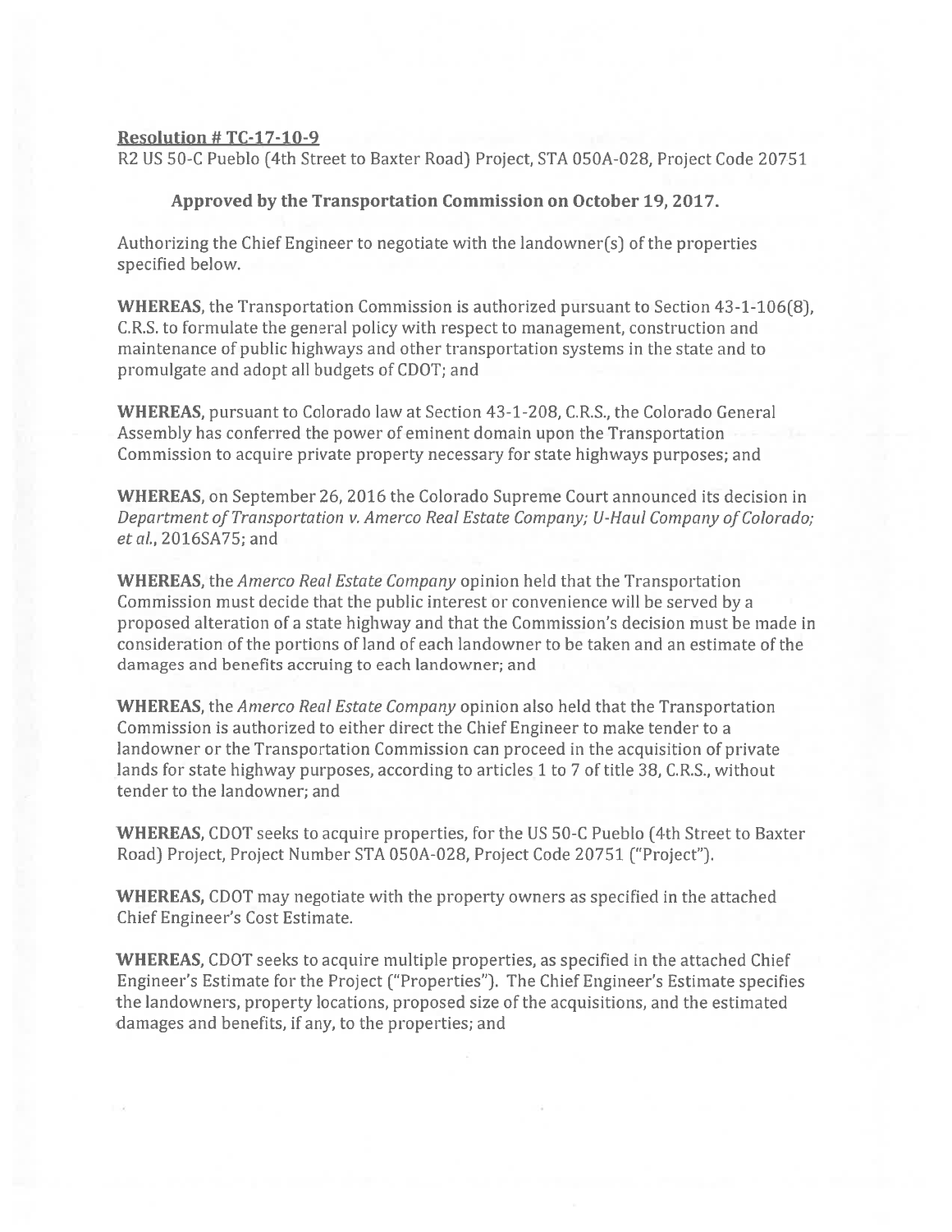**Resolution # TC-17-10-9**

R2 US 50-C Pueblo (4th Street to Baxter Road) Project, STA 050A-028, Project Code 20751

**Approved by the Transportation Commission on October 19, 2017.**

Authorizing the Chief Engineer to negotiate with the landowner(s) of the properties specified below.

**WHEREAS**, the Transportation Commission is authorized pursuant to Section 43-1-106(8), C.R.S. to formulate the general policy with respect to management, construction and maintenance of public highways and other transportation systems in the state and to promulgate and adopt all budgets of CDOT; and

**WHEREAS**, pursuant to Colorado law at Section 43-1-208, C.R.S., the Colorado General Assembly has conferred the power of eminent domain upon the Transportation Commission to acquire private property necessary for state highways purposes; and

**WHEREAS**, on September 26, 2016 the Colorado Supreme Court announced its decision in *Department of Transportation v. Amerco Real Estate Company; U-Haul Company of Colorado; et al.*, 2016SA75; and

**WHEREAS**, the *Amerco Real Estate Company* opinion held that the Transportation Commission must decide that the public interest or convenience will be served by a proposed alteration of a state highway and that the Commission's decision must be made in consideration of the portions of land of each landowner to be taken and an estimate of the damages and benefits accruing to each landowner; and

**WHEREAS**, the *Amerco Real Estate Company* opinion also held that the Transportation Commission is authorized to either direct the Chief Engineer to make tender to a landowner or the Transportation Commission can proceed in the acquisition of private lands for state highway purposes, according to articles 1 to 7 of title 38, C.R.S., without tender to the landowner; and

**WHEREAS,** CDOT seeks to acquire properties, for the US 50-C Pueblo (4th Street to Baxter Road) Project, Project Number STA 050A-028, Project Code 20751 ("Project").

**WHEREAS,** CDOT may negotiate with the property owners as specified in the attached Chief Engineer's Cost Estimate.

**WHEREAS,** CDOT seeks to acquire multiple properties, as specified in the attached Chief Engineer's Estimate for the Project ("Properties"). The Chief Engineer's Estimate specifies the landowners, property locations, proposed size of the acquisitions, and the estimated damages and benefits, if any, to the properties; and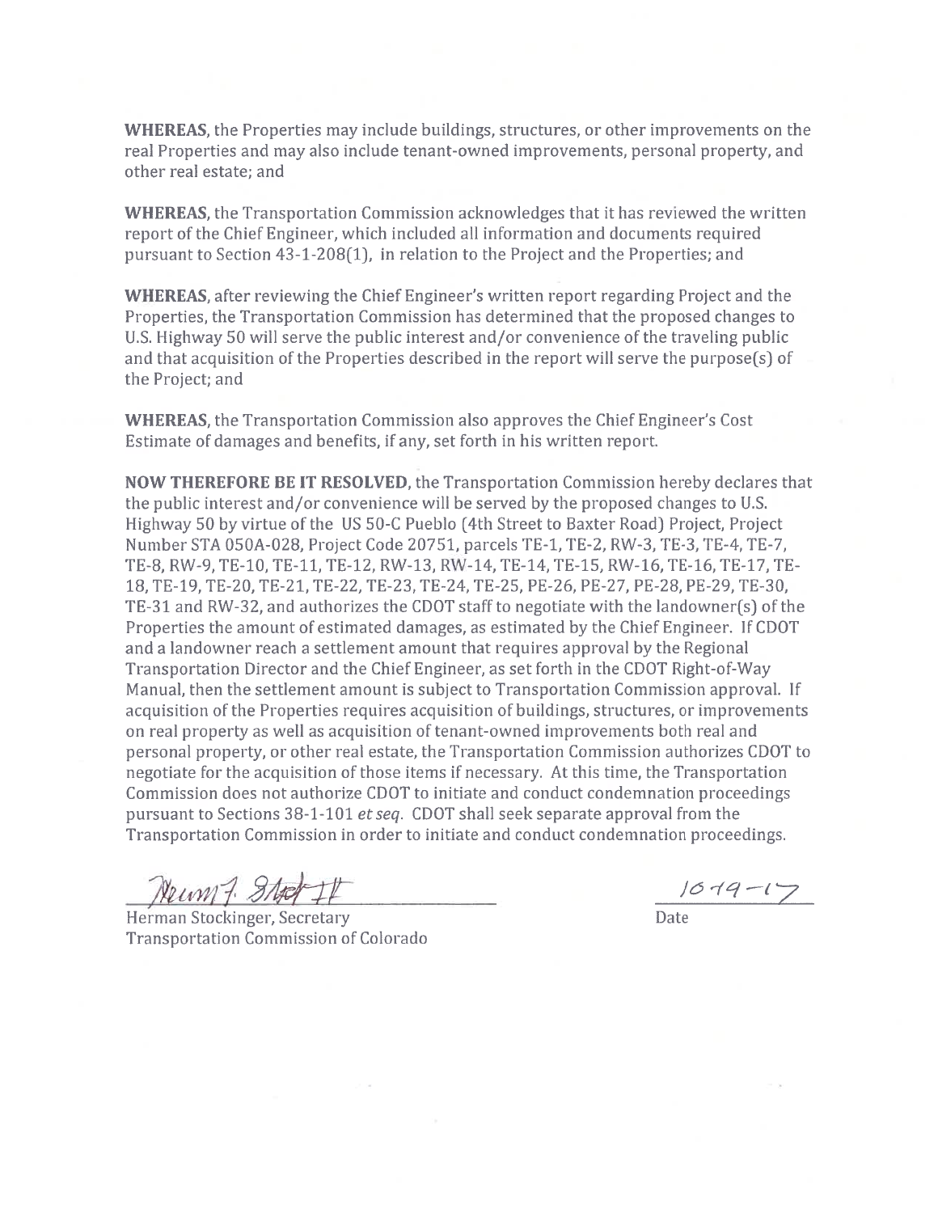**WHEREAS**, the Properties may include buildings, structures, or other improvements on the real Properties and may also include tenant-owned improvements, personal property, and other real estate; and

**WHEREAS**, the Transportation Commission acknowledges that it has reviewed the written report of the Chief Engineer, which included all information and documents required pursuant to Section 43-1-208(1), in relation to the Project and the Properties; and

**WHEREAS**, after reviewing the Chief Engineer's written report regarding Project and the Properties, the Transportation Commission has determined that the proposed changes to U.S. Highway 50 will serve the public interest and/or convenience of the traveling public and that acquisition of the Properties described in the report will serve the purpose(s) of the Project; and

**WHEREAS**, the Transportation Commission also approves the Chief Engineer's Cost Estimate of damages and benefits, if any, set forth in his written report.

**NOW THEREFORE BE IT RESOLVED**, the Transportation Commission hereby declares that the public interest and/or convenience will be served by the proposed changes to U.S. Highway 50 by virtue of the US 50-C Pueblo (4th Street to Baxter Road) Project, Project Number STA 050A-028, Project Code 20751, parcels TE-1, TE-2, RW-3, TE-3, TE-4, TE-7, TE-8, RW-9, TE-10, TE-11, TE-12, RW-13, RW-14, TE-14, TE-15, RW-16, TE-16, TE-17, TE-18, TE-19, TE-20, TE-21, TE-22, TE-23, TE-24, TE-25, PE-26, PE-27, PE-28, PE-29, TE-30, TE-31 and RW-32, and authorizes the CDOT staff to negotiate with the landowner(s) of the Properties the amount of estimated damages, as estimated by the Chief Engineer. If CDOT and a landowner reach a settlement amount that requires approval by the Regional Transportation Director and the Chief Engineer, as set forth in the CDOT Right-of-Way Manual, then the settlement amount is subject to Transportation Commission approval. If acquisition of the Properties requires acquisition of buildings, structures, or improvements on real property as well as acquisition of tenant-owned improvements both real and personal property, or other real estate, the Transportation Commission authorizes CDOT to negotiate for the acquisition of those items if necessary. At this time, the Transportation Commission does not authorize CDOT to initiate and conduct condemnation proceedings pursuant to Sections 38-1-101 *et seq.* CDOT shall seek separate approval from the Transportation Commission in order to initiate and conduct condemnation proceedings.

Herman Stockinger, Secretary
Transportation Commission of Colorado

10-19-17
Date